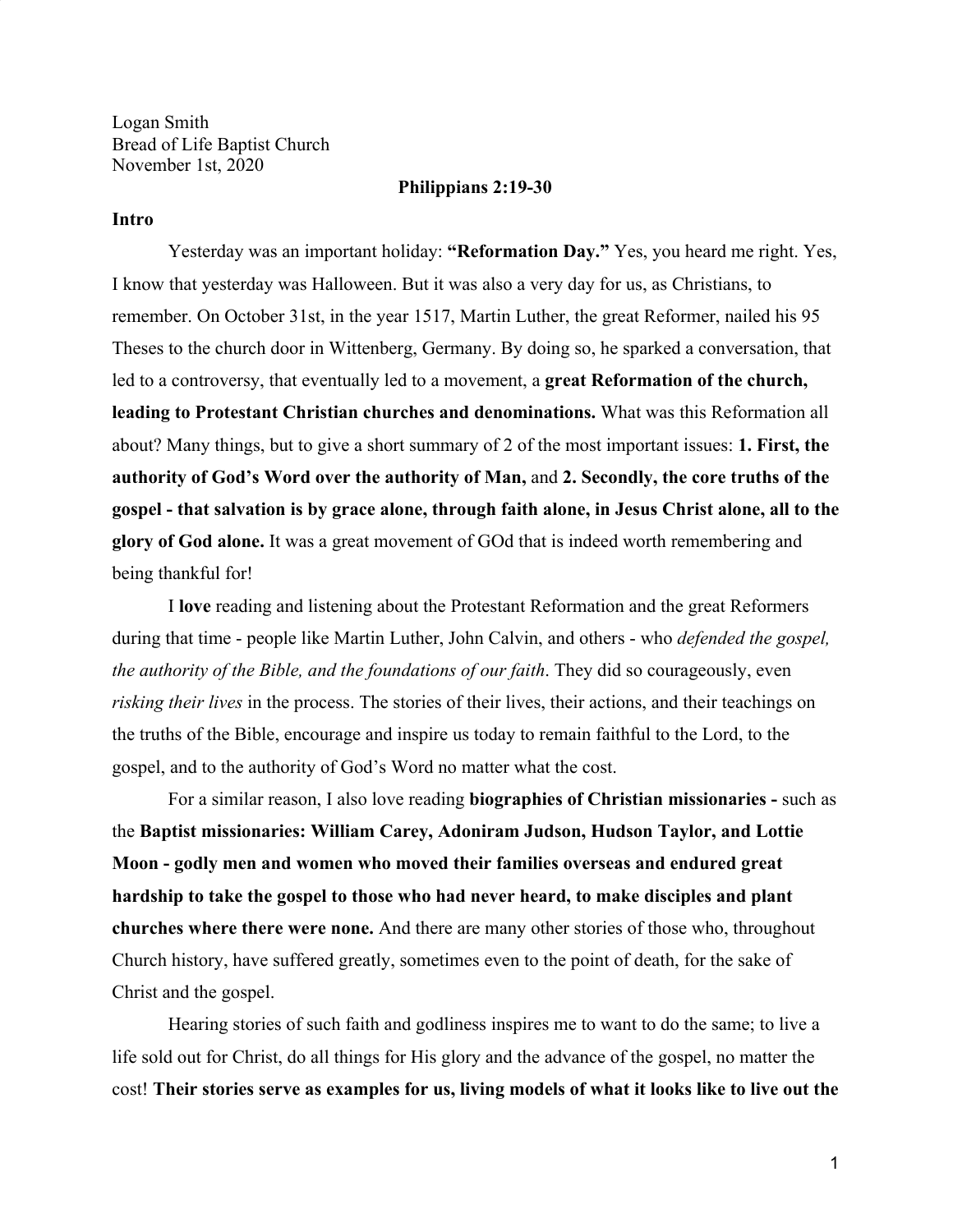Logan Smith
Bread of Life Baptist Church
November 1st, 2020

**Philippians 2:19-30**

**Intro**

Yesterday was an important holiday: **"Reformation Day."** Yes, you heard me right. Yes, I know that yesterday was Halloween. But it was also a very day for us, as Christians, to remember. On October 31st, in the year 1517, Martin Luther, the great Reformer, nailed his 95 Theses to the church door in Wittenberg, Germany. By doing so, he sparked a conversation, that led to a controversy, that eventually led to a movement, a **great Reformation of the church, leading to Protestant Christian churches and denominations.** What was this Reformation all about? Many things, but to give a short summary of 2 of the most important issues: **1. First, the authority of God's Word over the authority of Man,** and **2. Secondly, the core truths of the gospel - that salvation is by grace alone, through faith alone, in Jesus Christ alone, all to the glory of God alone.** It was a great movement of GOd that is indeed worth remembering and being thankful for!

I **love** reading and listening about the Protestant Reformation and the great Reformers during that time - people like Martin Luther, John Calvin, and others - who *defended the gospel, the authority of the Bible, and the foundations of our faith*. They did so courageously, even *risking their lives* in the process. The stories of their lives, their actions, and their teachings on the truths of the Bible, encourage and inspire us today to remain faithful to the Lord, to the gospel, and to the authority of God's Word no matter what the cost.

For a similar reason, I also love reading **biographies of Christian missionaries -** such as the **Baptist missionaries: William Carey, Adoniram Judson, Hudson Taylor, and Lottie Moon - godly men and women who moved their families overseas and endured great hardship to take the gospel to those who had never heard, to make disciples and plant churches where there were none.** And there are many other stories of those who, throughout Church history, have suffered greatly, sometimes even to the point of death, for the sake of Christ and the gospel.

Hearing stories of such faith and godliness inspires me to want to do the same; to live a life sold out for Christ, do all things for His glory and the advance of the gospel, no matter the cost! **Their stories serve as examples for us, living models of what it looks like to live out the**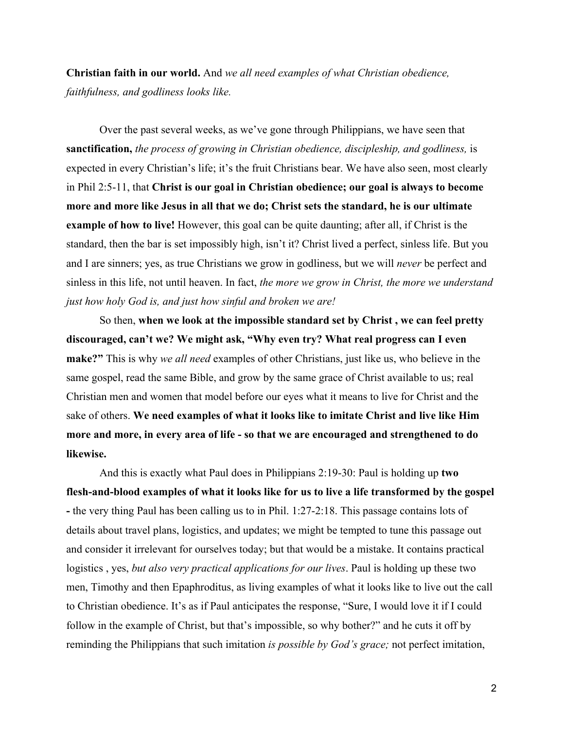**Christian faith in our world.** And *we all need examples of what Christian obedience, faithfulness, and godliness looks like.*

Over the past several weeks, as we've gone through Philippians, we have seen that **sanctification,** *the process of growing in Christian obedience, discipleship, and godliness,* is expected in every Christian's life; it's the fruit Christians bear. We have also seen, most clearly in Phil 2:5-11, that **Christ is our goal in Christian obedience; our goal is always to become more and more like Jesus in all that we do; Christ sets the standard, he is our ultimate example of how to live!** However, this goal can be quite daunting; after all, if Christ is the standard, then the bar is set impossibly high, isn't it? Christ lived a perfect, sinless life. But you and I are sinners; yes, as true Christians we grow in godliness, but we will *never* be perfect and sinless in this life, not until heaven. In fact, *the more we grow in Christ, the more we understand just how holy God is, and just how sinful and broken we are!*

So then, **when we look at the impossible standard set by Christ , we can feel pretty discouraged, can't we? We might ask, "Why even try? What real progress can I even make?"** This is why *we all need* examples of other Christians, just like us, who believe in the same gospel, read the same Bible, and grow by the same grace of Christ available to us; real Christian men and women that model before our eyes what it means to live for Christ and the sake of others. **We need examples of what it looks like to imitate Christ and live like Him more and more, in every area of life - so that we are encouraged and strengthened to do likewise.**

And this is exactly what Paul does in Philippians 2:19-30: Paul is holding up **two flesh-and-blood examples of what it looks like for us to live a life transformed by the gospel -** the very thing Paul has been calling us to in Phil. 1:27-2:18. This passage contains lots of details about travel plans, logistics, and updates; we might be tempted to tune this passage out and consider it irrelevant for ourselves today; but that would be a mistake. It contains practical logistics , yes, *but also very practical applications for our lives*. Paul is holding up these two men, Timothy and then Epaphroditus, as living examples of what it looks like to live out the call to Christian obedience. It's as if Paul anticipates the response, "Sure, I would love it if I could follow in the example of Christ, but that's impossible, so why bother?" and he cuts it off by reminding the Philippians that such imitation *is possible by God's grace;* not perfect imitation,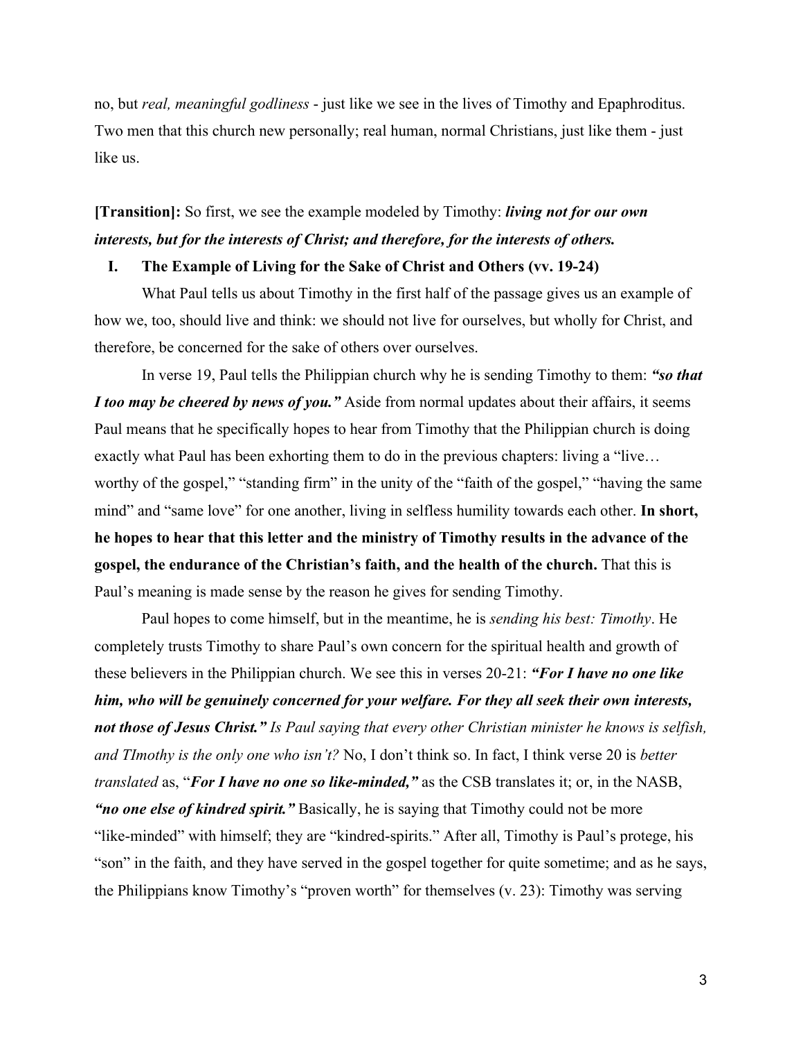no, but *real, meaningful godliness* - just like we see in the lives of Timothy and Epaphroditus. Two men that this church new personally; real human, normal Christians, just like them - just like us.

**[Transition]:** So first, we see the example modeled by Timothy: ***living not for our own interests, but for the interests of Christ; and therefore, for the interests of others.***

## I. The Example of Living for the Sake of Christ and Others (vv. 19-24)

What Paul tells us about Timothy in the first half of the passage gives us an example of how we, too, should live and think: we should not live for ourselves, but wholly for Christ, and therefore, be concerned for the sake of others over ourselves.

In verse 19, Paul tells the Philippian church why he is sending Timothy to them: ***"so that I too may be cheered by news of you."*** Aside from normal updates about their affairs, it seems Paul means that he specifically hopes to hear from Timothy that the Philippian church is doing exactly what Paul has been exhorting them to do in the previous chapters: living a "live… worthy of the gospel," "standing firm" in the unity of the "faith of the gospel," "having the same mind" and "same love" for one another, living in selfless humility towards each other. **In short, he hopes to hear that this letter and the ministry of Timothy results in the advance of the gospel, the endurance of the Christian's faith, and the health of the church.** That this is Paul's meaning is made sense by the reason he gives for sending Timothy.

Paul hopes to come himself, but in the meantime, he is *sending his best: Timothy*. He completely trusts Timothy to share Paul's own concern for the spiritual health and growth of these believers in the Philippian church. We see this in verses 20-21: ***"For I have no one like him, who will be genuinely concerned for your welfare. For they all seek their own interests, not those of Jesus Christ."*** *Is Paul saying that every other Christian minister he knows is selfish, and TImothy is the only one who isn't?* No, I don't think so. In fact, I think verse 20 is *better translated* as, "***For I have no one so like-minded,"*** as the CSB translates it; or, in the NASB, ***"no one else of kindred spirit."*** Basically, he is saying that Timothy could not be more "like-minded" with himself; they are "kindred-spirits." After all, Timothy is Paul's protege, his "son" in the faith, and they have served in the gospel together for quite sometime; and as he says, the Philippians know Timothy's "proven worth" for themselves (v. 23): Timothy was serving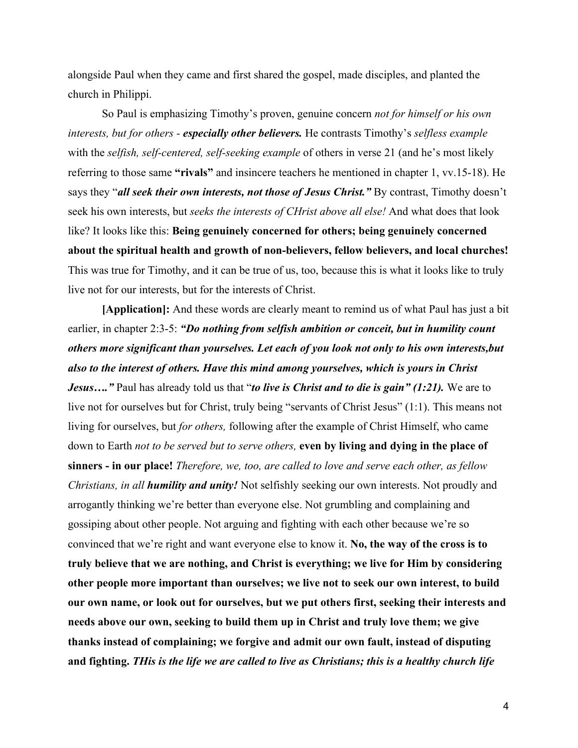alongside Paul when they came and first shared the gospel, made disciples, and planted the church in Philippi.

So Paul is emphasizing Timothy's proven, genuine concern *not for himself or his own interests, but for others - **especially other believers.*** He contrasts Timothy's *selfless example* with the *selfish, self-centered, self-seeking example* of others in verse 21 (and he's most likely referring to those same **"rivals"** and insincere teachers he mentioned in chapter 1, vv.15-18). He says they "***all seek their own interests, not those of Jesus Christ."*** By contrast, Timothy doesn't seek his own interests, but *seeks the interests of CHrist above all else!* And what does that look like? It looks like this: **Being genuinely concerned for others; being genuinely concerned about the spiritual health and growth of non-believers, fellow believers, and local churches!** This was true for Timothy, and it can be true of us, too, because this is what it looks like to truly live not for our interests, but for the interests of Christ.

**[Application]:** And these words are clearly meant to remind us of what Paul has just a bit earlier, in chapter 2:3-5: ***"Do nothing from selfish ambition or conceit, but in humility count others more significant than yourselves. Let each of you look not only to his own interests,but also to the interest of others. Have this mind among yourselves, which is yours in Christ Jesus…."*** Paul has already told us that "***to live is Christ and to die is gain" (1:21).*** We are to live not for ourselves but for Christ, truly being "servants of Christ Jesus" (1:1). This means not living for ourselves, but *for others,* following after the example of Christ Himself, who came down to Earth *not to be served but to serve others,* **even by living and dying in the place of sinners - in our place!** *Therefore, we, too, are called to love and serve each other, as fellow Christians, in all **humility and unity!*** Not selfishly seeking our own interests. Not proudly and arrogantly thinking we're better than everyone else. Not grumbling and complaining and gossiping about other people. Not arguing and fighting with each other because we're so convinced that we're right and want everyone else to know it. **No, the way of the cross is to truly believe that we are nothing, and Christ is everything; we live for Him by considering other people more important than ourselves; we live not to seek our own interest, to build our own name, or look out for ourselves, but we put others first, seeking their interests and needs above our own, seeking to build them up in Christ and truly love them; we give thanks instead of complaining; we forgive and admit our own fault, instead of disputing and fighting. *THis is the life we are called to live as Christians; this is a healthy church life***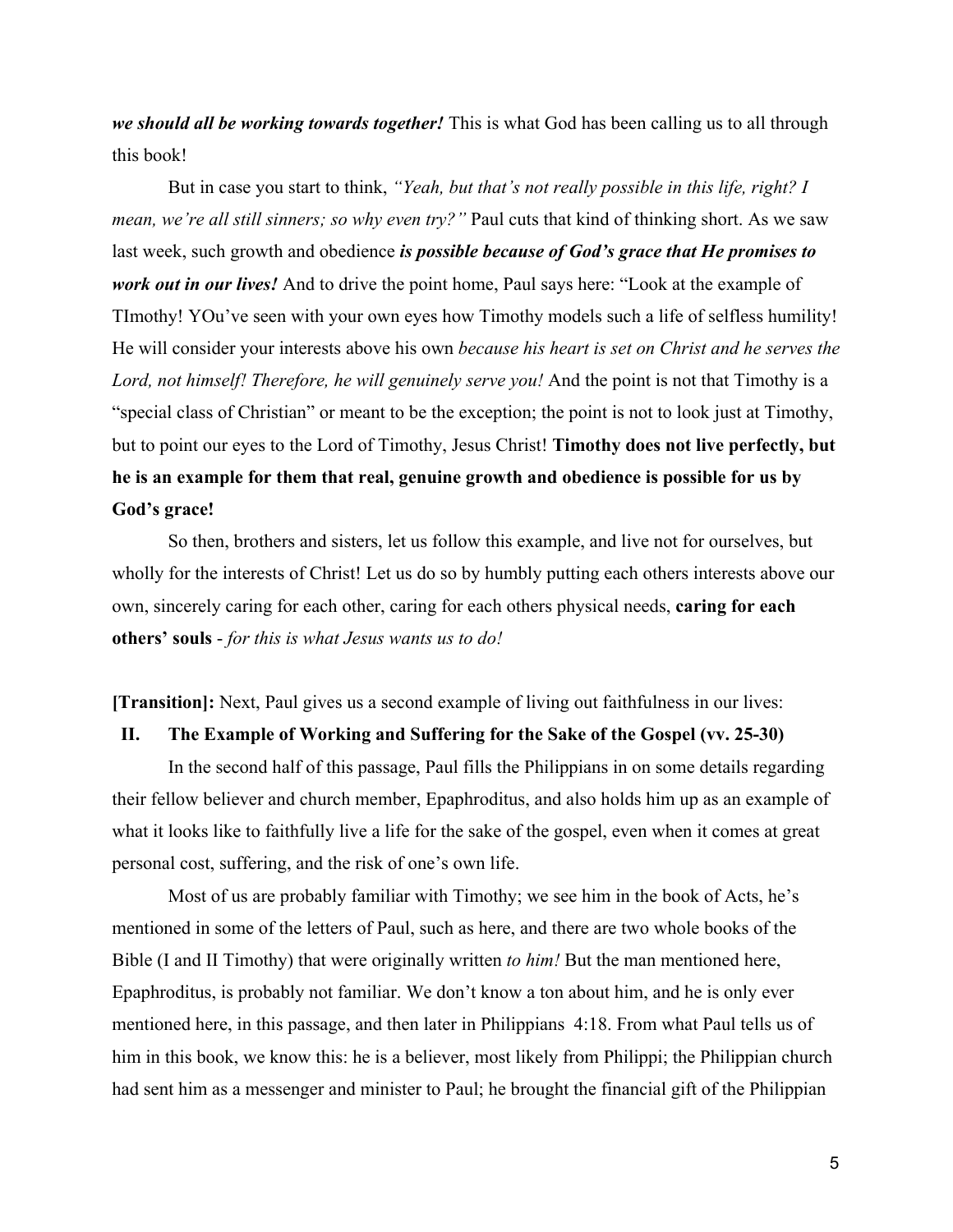***we should all be working towards together!*** This is what God has been calling us to all through this book!

But in case you start to think, *"Yeah, but that's not really possible in this life, right? I mean, we're all still sinners; so why even try?"* Paul cuts that kind of thinking short. As we saw last week, such growth and obedience ***is possible because of God's grace that He promises to work out in our lives!*** And to drive the point home, Paul says here: "Look at the example of TImothy! YOu've seen with your own eyes how Timothy models such a life of selfless humility! He will consider your interests above his own *because his heart is set on Christ and he serves the Lord, not himself! Therefore, he will genuinely serve you!* And the point is not that Timothy is a "special class of Christian" or meant to be the exception; the point is not to look just at Timothy, but to point our eyes to the Lord of Timothy, Jesus Christ! **Timothy does not live perfectly, but he is an example for them that real, genuine growth and obedience is possible for us by God's grace!**

So then, brothers and sisters, let us follow this example, and live not for ourselves, but wholly for the interests of Christ! Let us do so by humbly putting each others interests above our own, sincerely caring for each other, caring for each others physical needs, **caring for each others' souls** - *for this is what Jesus wants us to do!*

**[Transition]:** Next, Paul gives us a second example of living out faithfulness in our lives:

## II. The Example of Working and Suffering for the Sake of the Gospel (vv. 25-30)

In the second half of this passage, Paul fills the Philippians in on some details regarding their fellow believer and church member, Epaphroditus, and also holds him up as an example of what it looks like to faithfully live a life for the sake of the gospel, even when it comes at great personal cost, suffering, and the risk of one's own life.

Most of us are probably familiar with Timothy; we see him in the book of Acts, he's mentioned in some of the letters of Paul, such as here, and there are two whole books of the Bible (I and II Timothy) that were originally written *to him!* But the man mentioned here, Epaphroditus, is probably not familiar. We don't know a ton about him, and he is only ever mentioned here, in this passage, and then later in Philippians 4:18. From what Paul tells us of him in this book, we know this: he is a believer, most likely from Philippi; the Philippian church had sent him as a messenger and minister to Paul; he brought the financial gift of the Philippian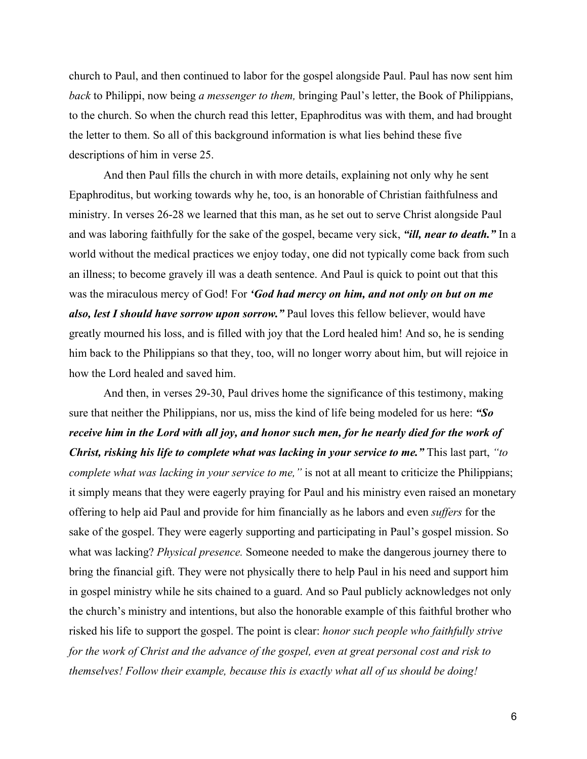church to Paul, and then continued to labor for the gospel alongside Paul. Paul has now sent him *back* to Philippi, now being *a messenger to them,* bringing Paul's letter, the Book of Philippians, to the church. So when the church read this letter, Epaphroditus was with them, and had brought the letter to them. So all of this background information is what lies behind these five descriptions of him in verse 25.

And then Paul fills the church in with more details, explaining not only why he sent Epaphroditus, but working towards why he, too, is an honorable of Christian faithfulness and ministry. In verses 26-28 we learned that this man, as he set out to serve Christ alongside Paul and was laboring faithfully for the sake of the gospel, became very sick, ***"ill, near to death."*** In a world without the medical practices we enjoy today, one did not typically come back from such an illness; to become gravely ill was a death sentence. And Paul is quick to point out that this was the miraculous mercy of God! For ***'God had mercy on him, and not only on but on me also, lest I should have sorrow upon sorrow."*** Paul loves this fellow believer, would have greatly mourned his loss, and is filled with joy that the Lord healed him! And so, he is sending him back to the Philippians so that they, too, will no longer worry about him, but will rejoice in how the Lord healed and saved him.

And then, in verses 29-30, Paul drives home the significance of this testimony, making sure that neither the Philippians, nor us, miss the kind of life being modeled for us here: ***"So receive him in the Lord with all joy, and honor such men, for he nearly died for the work of Christ, risking his life to complete what was lacking in your service to me."*** This last part, *"to complete what was lacking in your service to me,"* is not at all meant to criticize the Philippians; it simply means that they were eagerly praying for Paul and his ministry even raised an monetary offering to help aid Paul and provide for him financially as he labors and even *suffers* for the sake of the gospel. They were eagerly supporting and participating in Paul's gospel mission. So what was lacking? *Physical presence.* Someone needed to make the dangerous journey there to bring the financial gift. They were not physically there to help Paul in his need and support him in gospel ministry while he sits chained to a guard. And so Paul publicly acknowledges not only the church's ministry and intentions, but also the honorable example of this faithful brother who risked his life to support the gospel. The point is clear: *honor such people who faithfully strive for the work of Christ and the advance of the gospel, even at great personal cost and risk to themselves! Follow their example, because this is exactly what all of us should be doing!*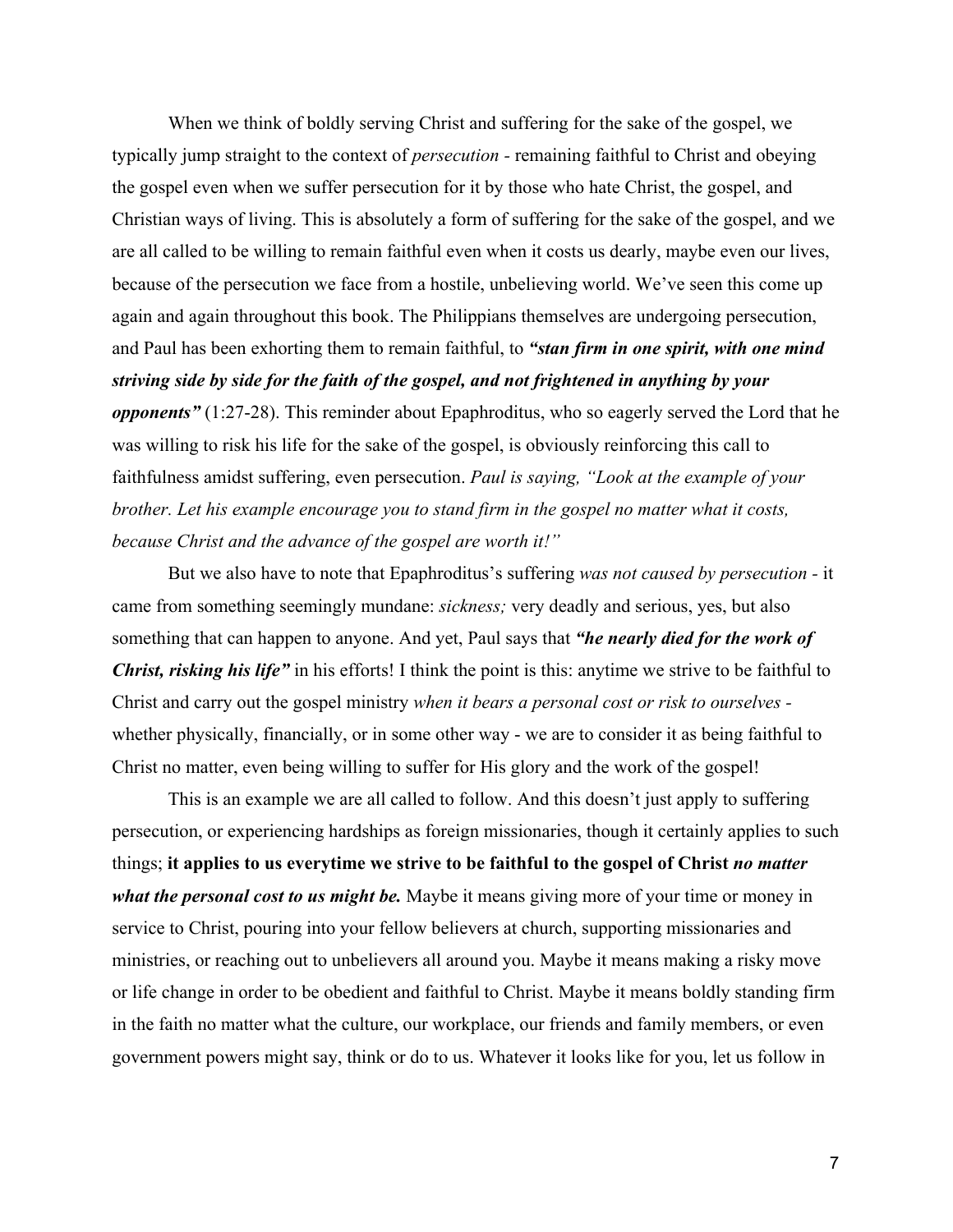When we think of boldly serving Christ and suffering for the sake of the gospel, we typically jump straight to the context of *persecution* - remaining faithful to Christ and obeying the gospel even when we suffer persecution for it by those who hate Christ, the gospel, and Christian ways of living. This is absolutely a form of suffering for the sake of the gospel, and we are all called to be willing to remain faithful even when it costs us dearly, maybe even our lives, because of the persecution we face from a hostile, unbelieving world. We've seen this come up again and again throughout this book. The Philippians themselves are undergoing persecution, and Paul has been exhorting them to remain faithful, to ***"stan firm in one spirit, with one mind striving side by side for the faith of the gospel, and not frightened in anything by your opponents"*** (1:27-28). This reminder about Epaphroditus, who so eagerly served the Lord that he was willing to risk his life for the sake of the gospel, is obviously reinforcing this call to faithfulness amidst suffering, even persecution. *Paul is saying, "Look at the example of your brother. Let his example encourage you to stand firm in the gospel no matter what it costs, because Christ and the advance of the gospel are worth it!"*

But we also have to note that Epaphroditus's suffering *was not caused by persecution* - it came from something seemingly mundane: *sickness;* very deadly and serious, yes, but also something that can happen to anyone. And yet, Paul says that ***"he nearly died for the work of Christ, risking his life"*** in his efforts! I think the point is this: anytime we strive to be faithful to Christ and carry out the gospel ministry *when it bears a personal cost or risk to ourselves* - whether physically, financially, or in some other way - we are to consider it as being faithful to Christ no matter, even being willing to suffer for His glory and the work of the gospel!

This is an example we are all called to follow. And this doesn't just apply to suffering persecution, or experiencing hardships as foreign missionaries, though it certainly applies to such things; **it applies to us everytime we strive to be faithful to the gospel of Christ *no matter what the personal cost to us might be.*** Maybe it means giving more of your time or money in service to Christ, pouring into your fellow believers at church, supporting missionaries and ministries, or reaching out to unbelievers all around you. Maybe it means making a risky move or life change in order to be obedient and faithful to Christ. Maybe it means boldly standing firm in the faith no matter what the culture, our workplace, our friends and family members, or even government powers might say, think or do to us. Whatever it looks like for you, let us follow in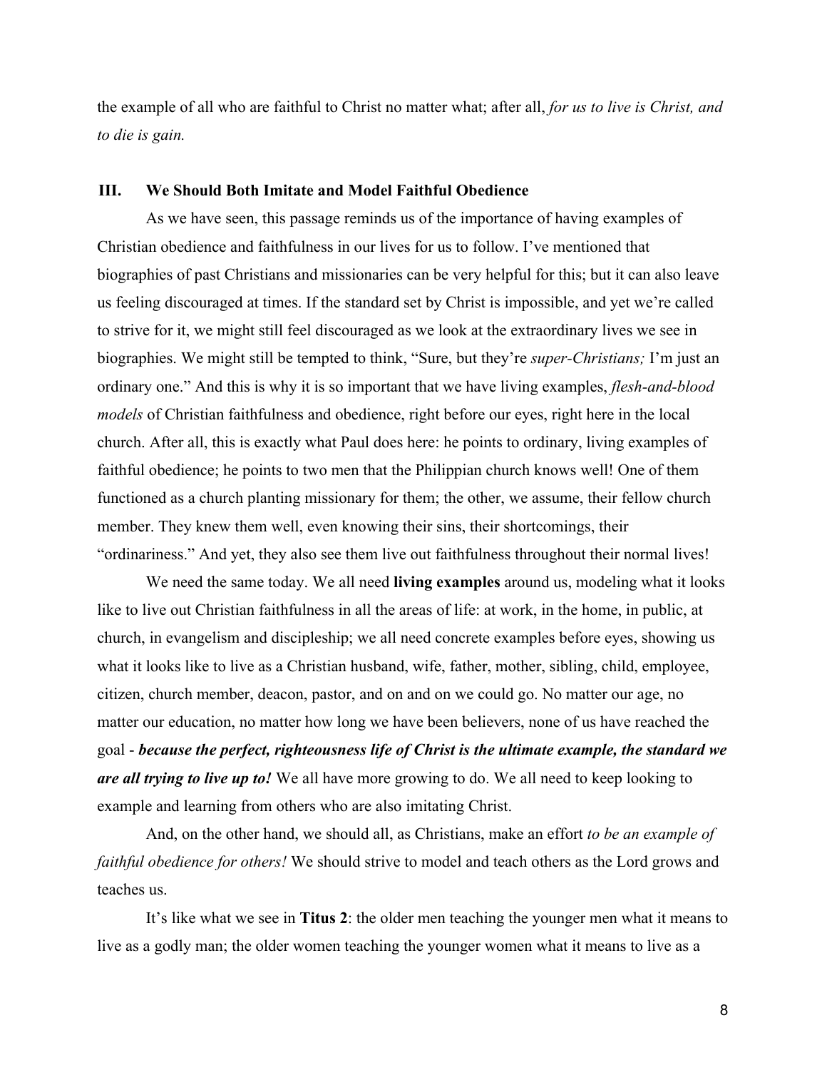the example of all who are faithful to Christ no matter what; after all, *for us to live is Christ, and to die is gain.*

### III. We Should Both Imitate and Model Faithful Obedience

As we have seen, this passage reminds us of the importance of having examples of Christian obedience and faithfulness in our lives for us to follow. I've mentioned that biographies of past Christians and missionaries can be very helpful for this; but it can also leave us feeling discouraged at times. If the standard set by Christ is impossible, and yet we're called to strive for it, we might still feel discouraged as we look at the extraordinary lives we see in biographies. We might still be tempted to think, "Sure, but they're *super-Christians;* I'm just an ordinary one." And this is why it is so important that we have living examples, *flesh-and-blood models* of Christian faithfulness and obedience, right before our eyes, right here in the local church. After all, this is exactly what Paul does here: he points to ordinary, living examples of faithful obedience; he points to two men that the Philippian church knows well! One of them functioned as a church planting missionary for them; the other, we assume, their fellow church member. They knew them well, even knowing their sins, their shortcomings, their "ordinariness." And yet, they also see them live out faithfulness throughout their normal lives!

We need the same today. We all need **living examples** around us, modeling what it looks like to live out Christian faithfulness in all the areas of life: at work, in the home, in public, at church, in evangelism and discipleship; we all need concrete examples before eyes, showing us what it looks like to live as a Christian husband, wife, father, mother, sibling, child, employee, citizen, church member, deacon, pastor, and on and on we could go. No matter our age, no matter our education, no matter how long we have been believers, none of us have reached the goal - ***because the perfect, righteousness life of Christ is the ultimate example, the standard we are all trying to live up to!*** We all have more growing to do. We all need to keep looking to example and learning from others who are also imitating Christ.

And, on the other hand, we should all, as Christians, make an effort *to be an example of faithful obedience for others!* We should strive to model and teach others as the Lord grows and teaches us.

It's like what we see in **Titus 2**: the older men teaching the younger men what it means to live as a godly man; the older women teaching the younger women what it means to live as a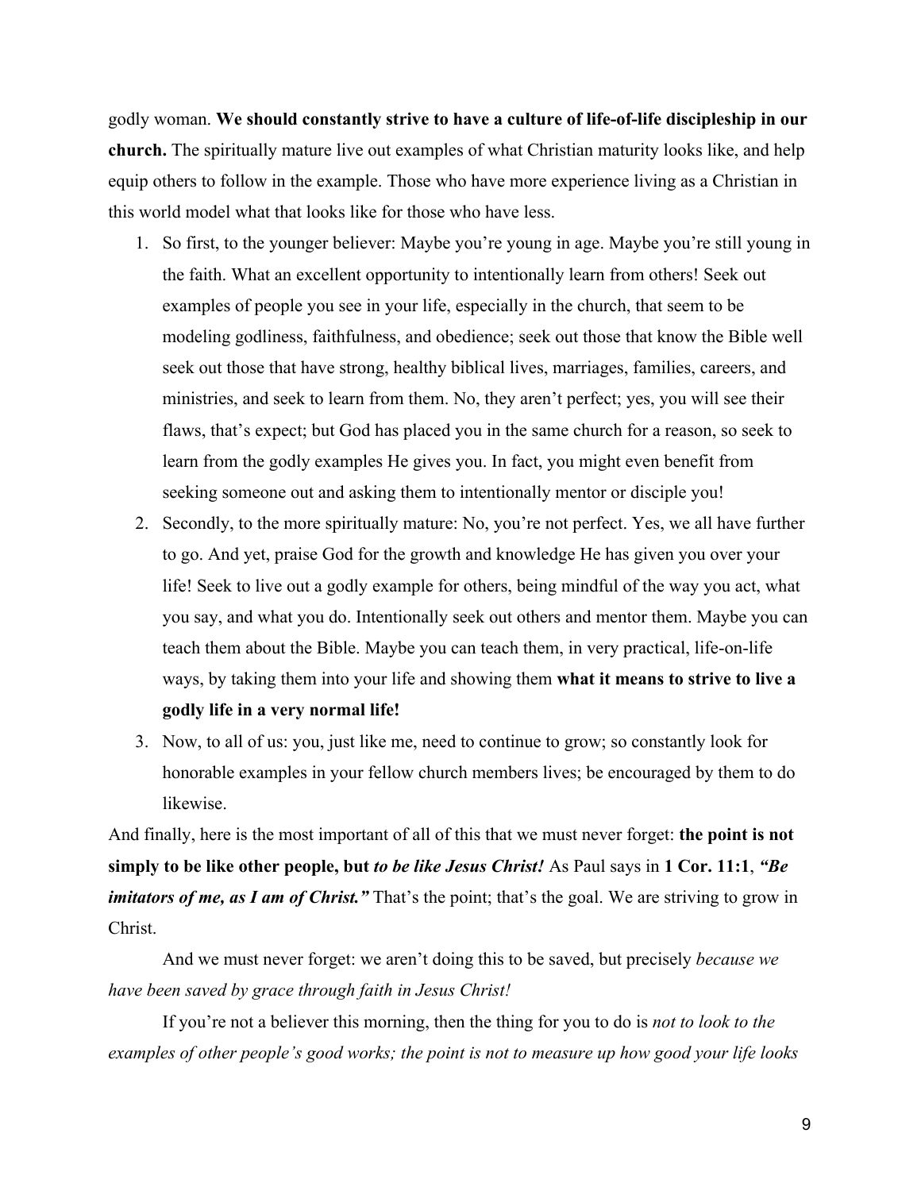godly woman. **We should constantly strive to have a culture of life-of-life discipleship in our church.** The spiritually mature live out examples of what Christian maturity looks like, and help equip others to follow in the example. Those who have more experience living as a Christian in this world model what that looks like for those who have less.

1. So first, to the younger believer: Maybe you're young in age. Maybe you're still young in the faith. What an excellent opportunity to intentionally learn from others! Seek out examples of people you see in your life, especially in the church, that seem to be modeling godliness, faithfulness, and obedience; seek out those that know the Bible well seek out those that have strong, healthy biblical lives, marriages, families, careers, and ministries, and seek to learn from them. No, they aren't perfect; yes, you will see their flaws, that's expect; but God has placed you in the same church for a reason, so seek to learn from the godly examples He gives you. In fact, you might even benefit from seeking someone out and asking them to intentionally mentor or disciple you!
2. Secondly, to the more spiritually mature: No, you're not perfect. Yes, we all have further to go. And yet, praise God for the growth and knowledge He has given you over your life! Seek to live out a godly example for others, being mindful of the way you act, what you say, and what you do. Intentionally seek out others and mentor them. Maybe you can teach them about the Bible. Maybe you can teach them, in very practical, life-on-life ways, by taking them into your life and showing them **what it means to strive to live a godly life in a very normal life!**
3. Now, to all of us: you, just like me, need to continue to grow; so constantly look for honorable examples in your fellow church members lives; be encouraged by them to do likewise.

And finally, here is the most important of all of this that we must never forget: **the point is not simply to be like other people, but *to be like Jesus Christ!*** As Paul says in **1 Cor. 11:1**, ***"Be imitators of me, as I am of Christ."*** That's the point; that's the goal. We are striving to grow in Christ.

And we must never forget: we aren't doing this to be saved, but precisely *because we have been saved by grace through faith in Jesus Christ!*

If you're not a believer this morning, then the thing for you to do is *not to look to the examples of other people's good works; the point is not to measure up how good your life looks*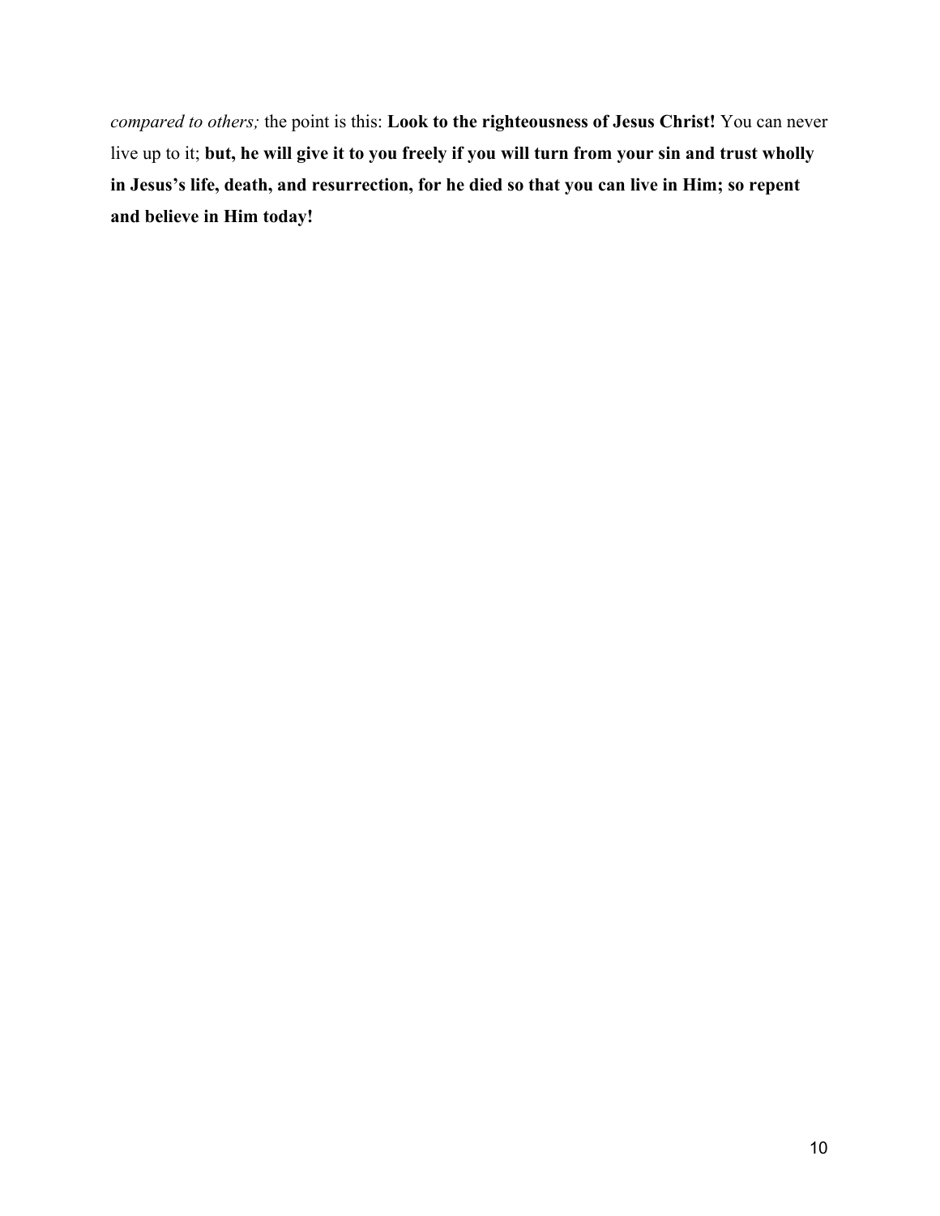*compared to others;* the point is this: **Look to the righteousness of Jesus Christ!** You can never live up to it; **but, he will give it to you freely if you will turn from your sin and trust wholly in Jesus's life, death, and resurrection, for he died so that you can live in Him; so repent and believe in Him today!**